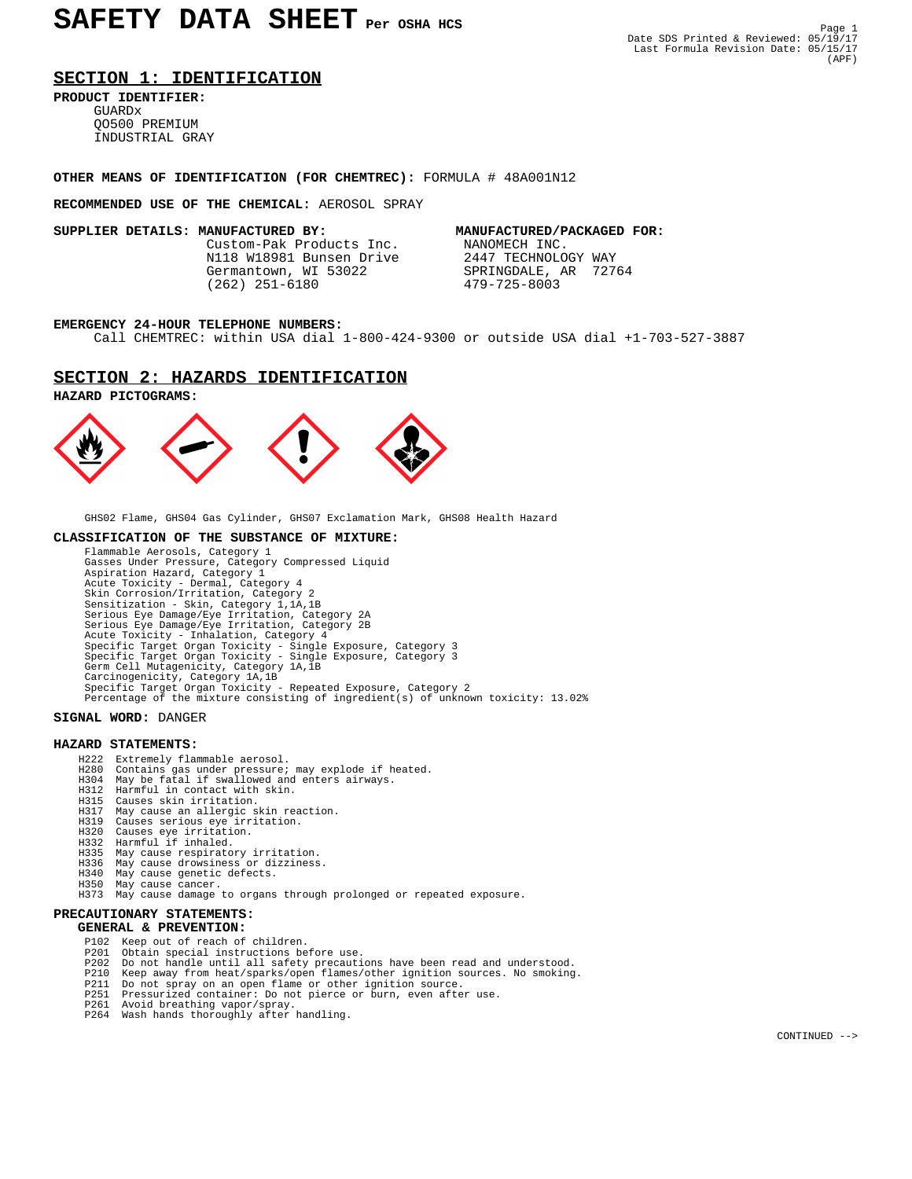# SAFETY DATA SHEET Per OSHA HCS

Date SDS Printed & Reviewed: 05/19/17
Last Formula Revision Date: 05/15/17
(APF)

## SECTION 1: IDENTIFICATION

**PRODUCT IDENTIFIER:**
GUARDx
QO500 PREMIUM
INDUSTRIAL GRAY

**OTHER MEANS OF IDENTIFICATION (FOR CHEMTREC):** FORMULA # 48A001N12

**RECOMMENDED USE OF THE CHEMICAL:** AEROSOL SPRAY

**SUPPLIER DETAILS: MANUFACTURED BY:**
Custom-Pak Products Inc.
N118 W18981 Bunsen Drive
Germantown, WI 53022
(262) 251-6180

**MANUFACTURED/PACKAGED FOR:**
NANOMECH INC.
2447 TECHNOLOGY WAY
SPRINGDALE, AR 72764
479-725-8003

**EMERGENCY 24-HOUR TELEPHONE NUMBERS:**
Call CHEMTREC: within USA dial 1-800-424-9300 or outside USA dial +1-703-527-3887

## SECTION 2: HAZARDS IDENTIFICATION

**HAZARD PICTOGRAMS:**

GHS02 Flame, GHS04 Gas Cylinder, GHS07 Exclamation Mark, GHS08 Health Hazard

**CLASSIFICATION OF THE SUBSTANCE OF MIXTURE:**

Flammable Aerosols, Category 1
Gasses Under Pressure, Category Compressed Liquid
Aspiration Hazard, Category 1
Acute Toxicity - Dermal, Category 4
Skin Corrosion/Irritation, Category 2
Sensitization - Skin, Category 1,1A,1B
Serious Eye Damage/Eye Irritation, Category 2A
Serious Eye Damage/Eye Irritation, Category 2B
Acute Toxicity - Inhalation, Category 4
Specific Target Organ Toxicity - Single Exposure, Category 3
Specific Target Organ Toxicity - Single Exposure, Category 3
Germ Cell Mutagenicity, Category 1A,1B
Carcinogenicity, Category 1A,1B
Specific Target Organ Toxicity - Repeated Exposure, Category 2
Percentage of the mixture consisting of ingredient(s) of unknown toxicity: 13.02%

**SIGNAL WORD:** DANGER

**HAZARD STATEMENTS:**

H222 Extremely flammable aerosol.
H280 Contains gas under pressure; may explode if heated.
H304 May be fatal if swallowed and enters airways.
H312 Harmful in contact with skin.
H315 Causes skin irritation.
H317 May cause an allergic skin reaction.
H319 Causes serious eye irritation.
H320 Causes eye irritation.
H332 Harmful if inhaled.
H335 May cause respiratory irritation.
H336 May cause drowsiness or dizziness.
H340 May cause genetic defects.
H350 May cause cancer.
H373 May cause damage to organs through prolonged or repeated exposure.

**PRECAUTIONARY STATEMENTS:**

**GENERAL & PREVENTION:**

P102 Keep out of reach of children.
P201 Obtain special instructions before use.
P202 Do not handle until all safety precautions have been read and understood.
P210 Keep away from heat/sparks/open flames/other ignition sources. No smoking.
P211 Do not spray on an open flame or other ignition source.
P251 Pressurized container: Do not pierce or burn, even after use.
P261 Avoid breathing vapor/spray.
P264 Wash hands thoroughly after handling.

CONTINUED -->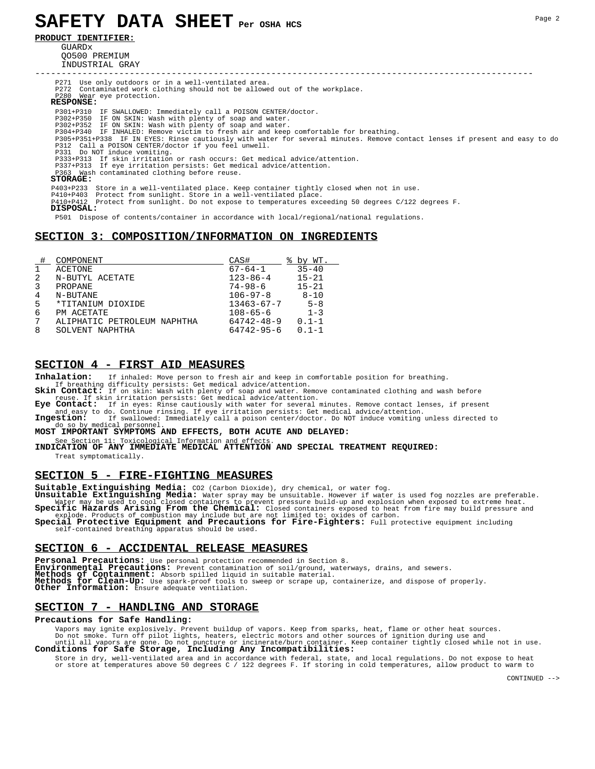# SAFETY DATA SHEET Per OSHA HCS

**PRODUCT IDENTIFIER:**

GUARDx
QO500 PREMIUM
INDUSTRIAL GRAY

---

P271 Use only outdoors or in a well-ventilated area.
P272 Contaminated work clothing should not be allowed out of the workplace.
P280 Wear eye protection.

**RESPONSE:**

P301+P310 IF SWALLOWED: Immediately call a POISON CENTER/doctor.
P302+P350 IF ON SKIN: Wash with plenty of soap and water.
P302+P352 IF ON SKIN: Wash with plenty of soap and water.
P304+P340 IF INHALED: Remove victim to fresh air and keep comfortable for breathing.
P305+P351+P338 IF IN EYES: Rinse cautiously with water for several minutes. Remove contact lenses if present and easy to do
P312 Call a POISON CENTER/doctor if you feel unwell.
P331 Do NOT induce vomiting.
P333+P313 If skin irritation or rash occurs: Get medical advice/attention.
P337+P313 If eye irritation persists: Get medical advice/attention.
P363 Wash contaminated clothing before reuse.

**STORAGE:**

P403+P233 Store in a well-ventilated place. Keep container tightly closed when not in use.
P410+P403 Protect from sunlight. Store in a well-ventilated place.
P410+P412 Protect from sunlight. Do not expose to temperatures exceeding 50 degrees C/122 degrees F.

**DISPOSAL:**

P501 Dispose of contents/container in accordance with local/regional/national regulations.

## SECTION 3: COMPOSITION/INFORMATION ON INGREDIENTS

| # | COMPONENT | CAS# | % by WT. |
|---|---|---|---|
| 1 | ACETONE | 67-64-1 | 35-40 |
| 2 | N-BUTYL ACETATE | 123-86-4 | 15-21 |
| 3 | PROPANE | 74-98-6 | 15-21 |
| 4 | N-BUTANE | 106-97-8 | 8-10 |
| 5 | *TITANIUM DIOXIDE | 13463-67-7 | 5-8 |
| 6 | PM ACETATE | 108-65-6 | 1-3 |
| 7 | ALIPHATIC PETROLEUM NAPHTHA | 64742-48-9 | 0.1-1 |
| 8 | SOLVENT NAPHTHA | 64742-95-6 | 0.1-1 |

## SECTION 4 - FIRST AID MEASURES

**Inhalation:** If inhaled: Move person to fresh air and keep in comfortable position for breathing. If breathing difficulty persists: Get medical advice/attention.
**Skin Contact:** If on skin: Wash with plenty of soap and water. Remove contaminated clothing and wash before reuse. If skin irritation persists: Get medical advice/attention.
**Eye Contact:** If in eyes: Rinse cautiously with water for several minutes. Remove contact lenses, if present and easy to do. Continue rinsing. If eye irritation persists: Get medical advice/attention.
**Ingestion:** If swallowed: Immediately call a poison center/doctor. Do NOT induce vomiting unless directed to do so by medical personnel.

**MOST IMPORTANT SYMPTOMS AND EFFECTS, BOTH ACUTE AND DELAYED:**

See Section 11: Toxicological Information and effects.

**INDICATION OF ANY IMMEDIATE MEDICAL ATTENTION AND SPECIAL TREATMENT REQUIRED:**

Treat symptomatically.

## SECTION 5 - FIRE-FIGHTING MEASURES

**Suitable Extinguishing Media:** $CO_2$ (Carbon Dioxide), dry chemical, or water fog.
**Unsuitable Extinguishing Media:** Water spray may be unsuitable. However if water is used fog nozzles are preferable. Water may be used to cool closed containers to prevent pressure build-up and explosion when exposed to extreme heat.
**Specific Hazards Arising From the Chemical:** Closed containers exposed to heat from fire may build pressure and explode. Products of combustion may include but are not limited to: oxides of carbon.
**Special Protective Equipment and Precautions for Fire-Fighters:** Full protective equipment including self-contained breathing apparatus should be used.

## SECTION 6 - ACCIDENTAL RELEASE MEASURES

**Personal Precautions:** Use personal protection recommended in Section 8.
**Environmental Precautions:** Prevent contamination of soil/ground, waterways, drains, and sewers.
**Methods of Containment:** Absorb spilled liquid in suitable material.
**Methods for Clean-Up:** Use spark-proof tools to sweep or scrape up, containerize, and dispose of properly.
**Other Information:** Ensure adequate ventilation.

## SECTION 7 - HANDLING AND STORAGE

**Precautions for Safe Handling:**

Vapors may ignite explosively. Prevent buildup of vapors. Keep from sparks, heat, flame or other heat sources. Do not smoke. Turn off pilot lights, heaters, electric motors and other sources of ignition during use and until all vapors are gone. Do not puncture or incinerate/burn container. Keep container tightly closed while not in use.

**Conditions for Safe Storage, Including Any Incompatibilities:**

Store in dry, well-ventilated area and in accordance with federal, state, and local regulations. Do not expose to heat or store at temperatures above 50 degrees C / 122 degrees F. If storing in cold temperatures, allow product to warm to

CONTINUED -->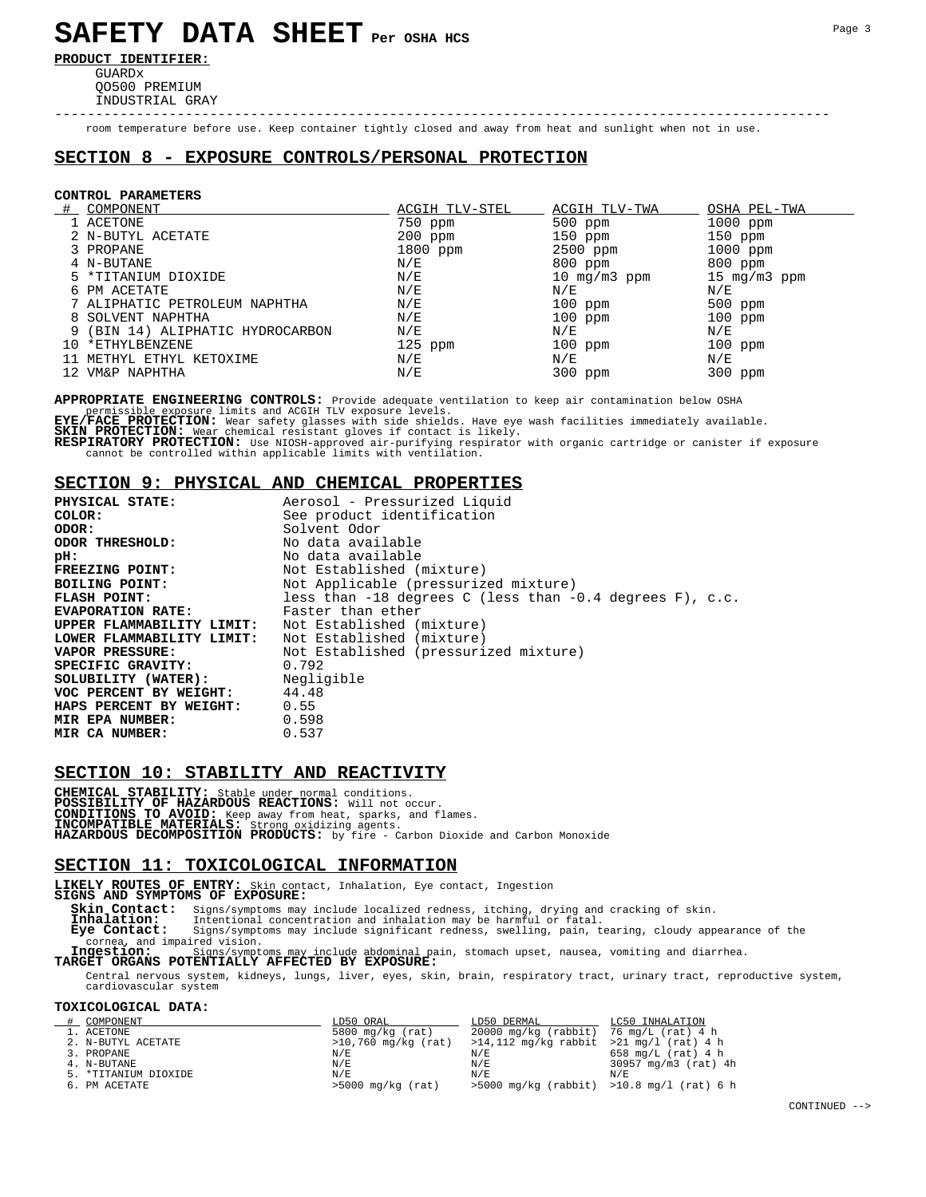# SAFETY DATA SHEET Per OSHA HCS

**PRODUCT IDENTIFIER:**
GUARDx
QO500 PREMIUM
INDUSTRIAL GRAY

room temperature before use. Keep container tightly closed and away from heat and sunlight when not in use.

## SECTION 8 - EXPOSURE CONTROLS/PERSONAL PROTECTION

**CONTROL PARAMETERS**

| # | COMPONENT | ACGIH TLV-STEL | ACGIH TLV-TWA | OSHA PEL-TWA |
|---|---|---|---|---|
| 1 | ACETONE | 750 ppm | 500 ppm | 1000 ppm |
| 2 | N-BUTYL ACETATE | 200 ppm | 150 ppm | 150 ppm |
| 3 | PROPANE | 1800 ppm | 2500 ppm | 1000 ppm |
| 4 | N-BUTANE | N/E | 800 ppm | 800 ppm |
| 5 | *TITANIUM DIOXIDE | N/E | 10 mg/m3 ppm | 15 mg/m3 ppm |
| 6 | PM ACETATE | N/E | N/E | N/E |
| 7 | ALIPHATIC PETROLEUM NAPHTHA | N/E | 100 ppm | 500 ppm |
| 8 | SOLVENT NAPHTHA | N/E | 100 ppm | 100 ppm |
| 9 | (BIN 14) ALIPHATIC HYDROCARBON | N/E | N/E | N/E |
| 10 | *ETHYLBENZENE | 125 ppm | 100 ppm | 100 ppm |
| 11 | METHYL ETHYL KETOXIME | N/E | N/E | N/E |
| 12 | VM&P NAPHTHA | N/E | 300 ppm | 300 ppm |

**APPROPRIATE ENGINEERING CONTROLS:** Provide adequate ventilation to keep air contamination below OSHA permissible exposure limits and ACGIH TLV exposure levels.
**EYE/FACE PROTECTION:** Wear safety glasses with side shields. Have eye wash facilities immediately available.
**SKIN PROTECTION:** Wear chemical resistant gloves if contact is likely.
**RESPIRATORY PROTECTION:** Use NIOSH-approved air-purifying respirator with organic cartridge or canister if exposure cannot be controlled within applicable limits with ventilation.

## SECTION 9: PHYSICAL AND CHEMICAL PROPERTIES

**PHYSICAL STATE:** Aerosol - Pressurized Liquid
**COLOR:** See product identification
**ODOR:** Solvent Odor
**ODOR THRESHOLD:** No data available
**pH:** No data available
**FREEZING POINT:** Not Established (mixture)
**BOILING POINT:** Not Applicable (pressurized mixture)
**FLASH POINT:** less than -18 degrees C (less than -0.4 degrees F), c.c.
**EVAPORATION RATE:** Faster than ether
**UPPER FLAMMABILITY LIMIT:** Not Established (mixture)
**LOWER FLAMMABILITY LIMIT:** Not Established (mixture)
**VAPOR PRESSURE:** Not Established (pressurized mixture)
**SPECIFIC GRAVITY:** 0.792
**SOLUBILITY (WATER):** Negligible
**VOC PERCENT BY WEIGHT:** 44.48
**HAPS PERCENT BY WEIGHT:** 0.55
**MIR EPA NUMBER:** 0.598
**MIR CA NUMBER:** 0.537

## SECTION 10: STABILITY AND REACTIVITY

**CHEMICAL STABILITY:** Stable under normal conditions.
**POSSIBILITY OF HAZARDOUS REACTIONS:** Will not occur.
**CONDITIONS TO AVOID:** Keep away from heat, sparks, and flames.
**INCOMPATIBLE MATERIALS:** Strong oxidizing agents.
**HAZARDOUS DECOMPOSITION PRODUCTS:** by fire - Carbon Dioxide and Carbon Monoxide

## SECTION 11: TOXICOLOGICAL INFORMATION

**LIKELY ROUTES OF ENTRY:** Skin contact, Inhalation, Eye contact, Ingestion
**SIGNS AND SYMPTOMS OF EXPOSURE:**
**Skin Contact:** Signs/symptoms may include localized redness, itching, drying and cracking of skin.
**Inhalation:** Intentional concentration and inhalation may be harmful or fatal.
**Eye Contact:** Signs/symptoms may include significant redness, swelling, pain, tearing, cloudy appearance of the cornea, and impaired vision.
**Ingestion:** Signs/symptoms may include abdominal pain, stomach upset, nausea, vomiting and diarrhea.
**TARGET ORGANS POTENTIALLY AFFECTED BY EXPOSURE:**
Central nervous system, kidneys, lungs, liver, eyes, skin, brain, respiratory tract, urinary tract, reproductive system, cardiovascular system

**TOXICOLOGICAL DATA:**

| # | COMPONENT | LD50 ORAL | LD50 DERMAL | LC50 INHALATION |
|---|---|---|---|---|
| 1. | ACETONE | 5800 mg/kg (rat) | 20000 mg/kg (rabbit) | 76 mg/L (rat) 4 h |
| 2. | N-BUTYL ACETATE | >10,760 mg/kg (rat) | >14,112 mg/kg rabbit | >21 mg/l (rat) 4 h |
| 3. | PROPANE | N/E | N/E | 658 mg/L (rat) 4 h |
| 4. | N-BUTANE | N/E | N/E | 30957 mg/m3 (rat) 4h |
| 5. | *TITANIUM DIOXIDE | N/E | N/E | N/E |
| 6. | PM ACETATE | >5000 mg/kg (rat) | >5000 mg/kg (rabbit) | >10.8 mg/l (rat) 6 h |

CONTINUED -->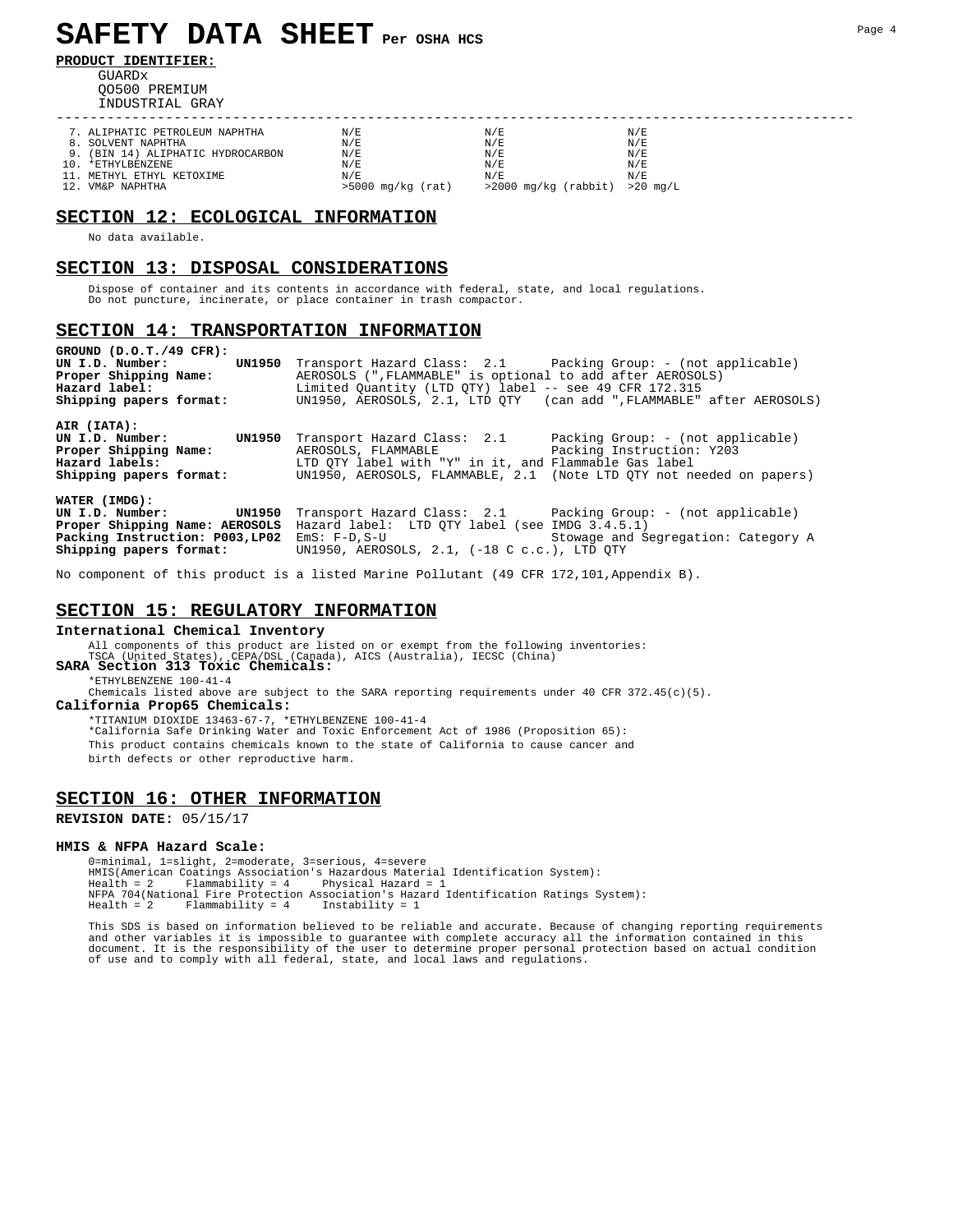# SAFETY DATA SHEET Per OSHA HCS

**PRODUCT IDENTIFIER:**

GUARDx
QO500 PREMIUM
INDUSTRIAL GRAY

| | | | |
|---|---|---|---|
| 7. ALIPHATIC PETROLEUM NAPHTHA | N/E | N/E | N/E |
| 8. SOLVENT NAPHTHA | N/E | N/E | N/E |
| 9. (BIN 14) ALIPHATIC HYDROCARBON | N/E | N/E | N/E |
| 10. *ETHYLBENZENE | N/E | N/E | N/E |
| 11. METHYL ETHYL KETOXIME | N/E | N/E | N/E |
| 12. VM&P NAPHTHA | >5000 mg/kg (rat) | >2000 mg/kg (rabbit) | >20 mg/L |

## SECTION 12: ECOLOGICAL INFORMATION

No data available.

## SECTION 13: DISPOSAL CONSIDERATIONS

Dispose of container and its contents in accordance with federal, state, and local regulations.
Do not puncture, incinerate, or place container in trash compactor.

## SECTION 14: TRANSPORTATION INFORMATION

**GROUND (D.O.T./49 CFR):**
**UN I.D. Number:** **UN1950** Transport Hazard Class: 2.1 Packing Group: - (not applicable)
**Proper Shipping Name:** AEROSOLS (",FLAMMABLE" is optional to add after AEROSOLS)
**Hazard label:** Limited Quantity (LTD QTY) label -- see 49 CFR 172.315
**Shipping papers format:** UN1950, AEROSOLS, 2.1, LTD QTY (can add ",FLAMMABLE" after AEROSOLS)

**AIR (IATA):**
**UN I.D. Number:** **UN1950** Transport Hazard Class: 2.1 Packing Group: - (not applicable)
**Proper Shipping Name:** AEROSOLS, FLAMMABLE Packing Instruction: Y203
**Hazard labels:** LTD QTY label with "Y" in it, and Flammable Gas label
**Shipping papers format:** UN1950, AEROSOLS, FLAMMABLE, 2.1 (Note LTD QTY not needed on papers)

**WATER (IMDG):**
**UN I.D. Number:** **UN1950** Transport Hazard Class: 2.1 Packing Group: - (not applicable)
**Proper Shipping Name: AEROSOLS** Hazard label: LTD QTY label (see IMDG 3.4.5.1)
**Packing Instruction: P003,LP02** EmS: F-D,S-U Stowage and Segregation: Category A
**Shipping papers format:** UN1950, AEROSOLS, 2.1, (-18 C c.c.), LTD QTY

No component of this product is a listed Marine Pollutant (49 CFR 172,101,Appendix B).

## SECTION 15: REGULATORY INFORMATION

**International Chemical Inventory**

All components of this product are listed on or exempt from the following inventories:
TSCA (United States), CEPA/DSL (Canada), AICS (Australia), IECSC (China)

**SARA Section 313 Toxic Chemicals:**

*ETHYLBENZENE 100-41-4
Chemicals listed above are subject to the SARA reporting requirements under 40 CFR 372.45(c)(5).

**California Prop65 Chemicals:**

*TITANIUM DIOXIDE 13463-67-7, *ETHYLBENZENE 100-41-4
*California Safe Drinking Water and Toxic Enforcement Act of 1986 (Proposition 65):
This product contains chemicals known to the state of California to cause cancer and birth defects or other reproductive harm.

## SECTION 16: OTHER INFORMATION

**REVISION DATE:** 05/15/17

**HMIS & NFPA Hazard Scale:**

0=minimal, 1=slight, 2=moderate, 3=serious, 4=severe
HMIS(American Coatings Association's Hazardous Material Identification System):
Health = 2 Flammability = 4 Physical Hazard = 1
NFPA 704(National Fire Protection Association's Hazard Identification Ratings System):
Health = 2 Flammability = 4 Instability = 1

This SDS is based on information believed to be reliable and accurate. Because of changing reporting requirements and other variables it is impossible to guarantee with complete accuracy all the information contained in this document. It is the responsibility of the user to determine proper personal protection based on actual condition of use and to comply with all federal, state, and local laws and regulations.